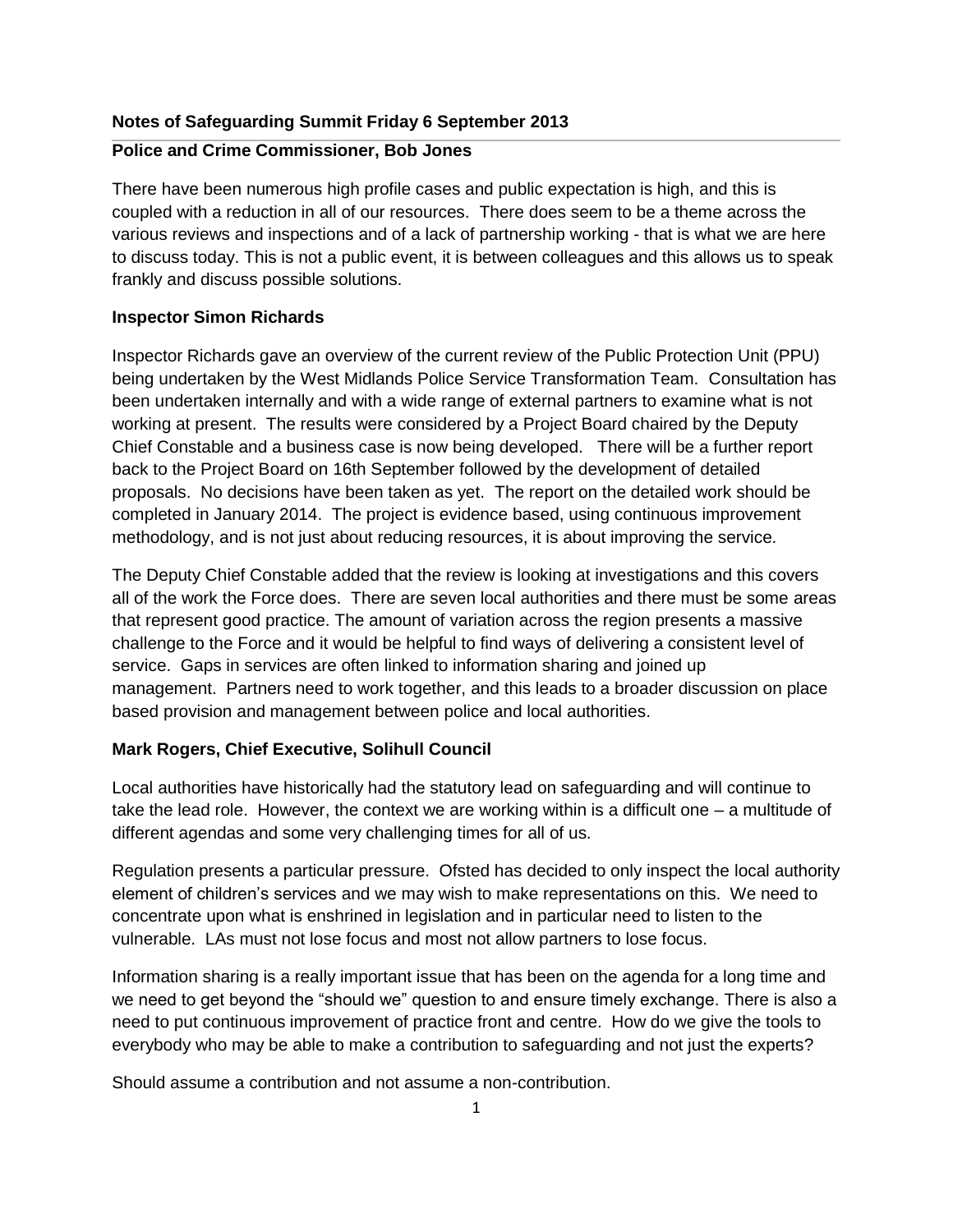**Notes of Safeguarding Summit Friday 6 September 2013**

**Police and Crime Commissioner, Bob Jones**

There have been numerous high profile cases and public expectation is high, and this is coupled with a reduction in all of our resources. There does seem to be a theme across the various reviews and inspections and of a lack of partnership working - that is what we are here to discuss today. This is not a public event, it is between colleagues and this allows us to speak frankly and discuss possible solutions.

**Inspector Simon Richards**

Inspector Richards gave an overview of the current review of the Public Protection Unit (PPU) being undertaken by the West Midlands Police Service Transformation Team. Consultation has been undertaken internally and with a wide range of external partners to examine what is not working at present. The results were considered by a Project Board chaired by the Deputy Chief Constable and a business case is now being developed. There will be a further report back to the Project Board on 16th September followed by the development of detailed proposals. No decisions have been taken as yet. The report on the detailed work should be completed in January 2014. The project is evidence based, using continuous improvement methodology, and is not just about reducing resources, it is about improving the service.

The Deputy Chief Constable added that the review is looking at investigations and this covers all of the work the Force does. There are seven local authorities and there must be some areas that represent good practice. The amount of variation across the region presents a massive challenge to the Force and it would be helpful to find ways of delivering a consistent level of service. Gaps in services are often linked to information sharing and joined up management. Partners need to work together, and this leads to a broader discussion on place based provision and management between police and local authorities.

**Mark Rogers, Chief Executive, Solihull Council**

Local authorities have historically had the statutory lead on safeguarding and will continue to take the lead role. However, the context we are working within is a difficult one – a multitude of different agendas and some very challenging times for all of us.

Regulation presents a particular pressure. Ofsted has decided to only inspect the local authority element of children's services and we may wish to make representations on this. We need to concentrate upon what is enshrined in legislation and in particular need to listen to the vulnerable. LAs must not lose focus and most not allow partners to lose focus.

Information sharing is a really important issue that has been on the agenda for a long time and we need to get beyond the "should we" question to and ensure timely exchange. There is also a need to put continuous improvement of practice front and centre. How do we give the tools to everybody who may be able to make a contribution to safeguarding and not just the experts?

Should assume a contribution and not assume a non-contribution.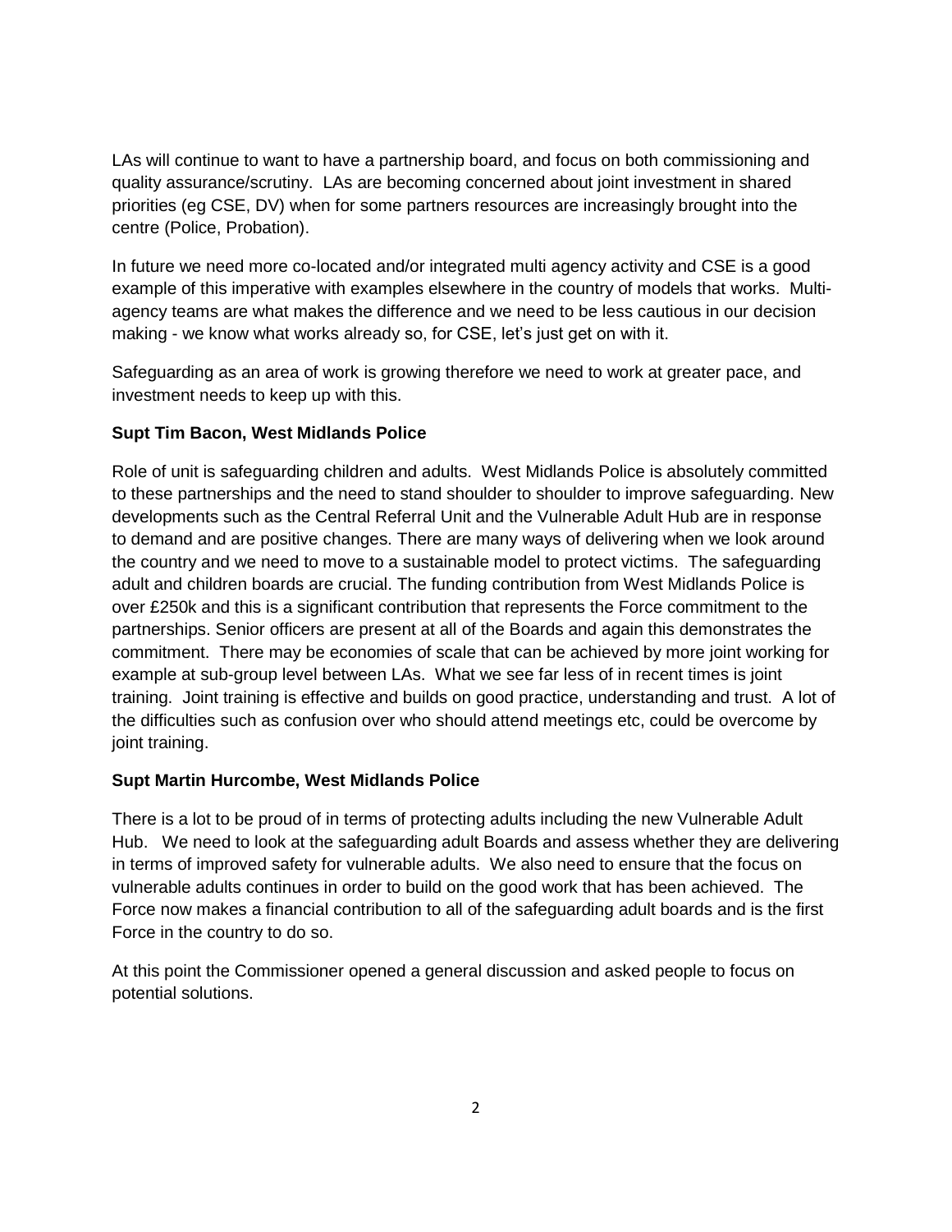LAs will continue to want to have a partnership board, and focus on both commissioning and quality assurance/scrutiny. LAs are becoming concerned about joint investment in shared priorities (eg CSE, DV) when for some partners resources are increasingly brought into the centre (Police, Probation).

In future we need more co-located and/or integrated multi agency activity and CSE is a good example of this imperative with examples elsewhere in the country of models that works. Multi-agency teams are what makes the difference and we need to be less cautious in our decision making - we know what works already so, for CSE, let's just get on with it.

Safeguarding as an area of work is growing therefore we need to work at greater pace, and investment needs to keep up with this.

**Supt Tim Bacon, West Midlands Police**

Role of unit is safeguarding children and adults. West Midlands Police is absolutely committed to these partnerships and the need to stand shoulder to shoulder to improve safeguarding. New developments such as the Central Referral Unit and the Vulnerable Adult Hub are in response to demand and are positive changes. There are many ways of delivering when we look around the country and we need to move to a sustainable model to protect victims. The safeguarding adult and children boards are crucial. The funding contribution from West Midlands Police is over £250k and this is a significant contribution that represents the Force commitment to the partnerships. Senior officers are present at all of the Boards and again this demonstrates the commitment. There may be economies of scale that can be achieved by more joint working for example at sub-group level between LAs. What we see far less of in recent times is joint training. Joint training is effective and builds on good practice, understanding and trust. A lot of the difficulties such as confusion over who should attend meetings etc, could be overcome by joint training.

**Supt Martin Hurcombe, West Midlands Police**

There is a lot to be proud of in terms of protecting adults including the new Vulnerable Adult Hub. We need to look at the safeguarding adult Boards and assess whether they are delivering in terms of improved safety for vulnerable adults. We also need to ensure that the focus on vulnerable adults continues in order to build on the good work that has been achieved. The Force now makes a financial contribution to all of the safeguarding adult boards and is the first Force in the country to do so.

At this point the Commissioner opened a general discussion and asked people to focus on potential solutions.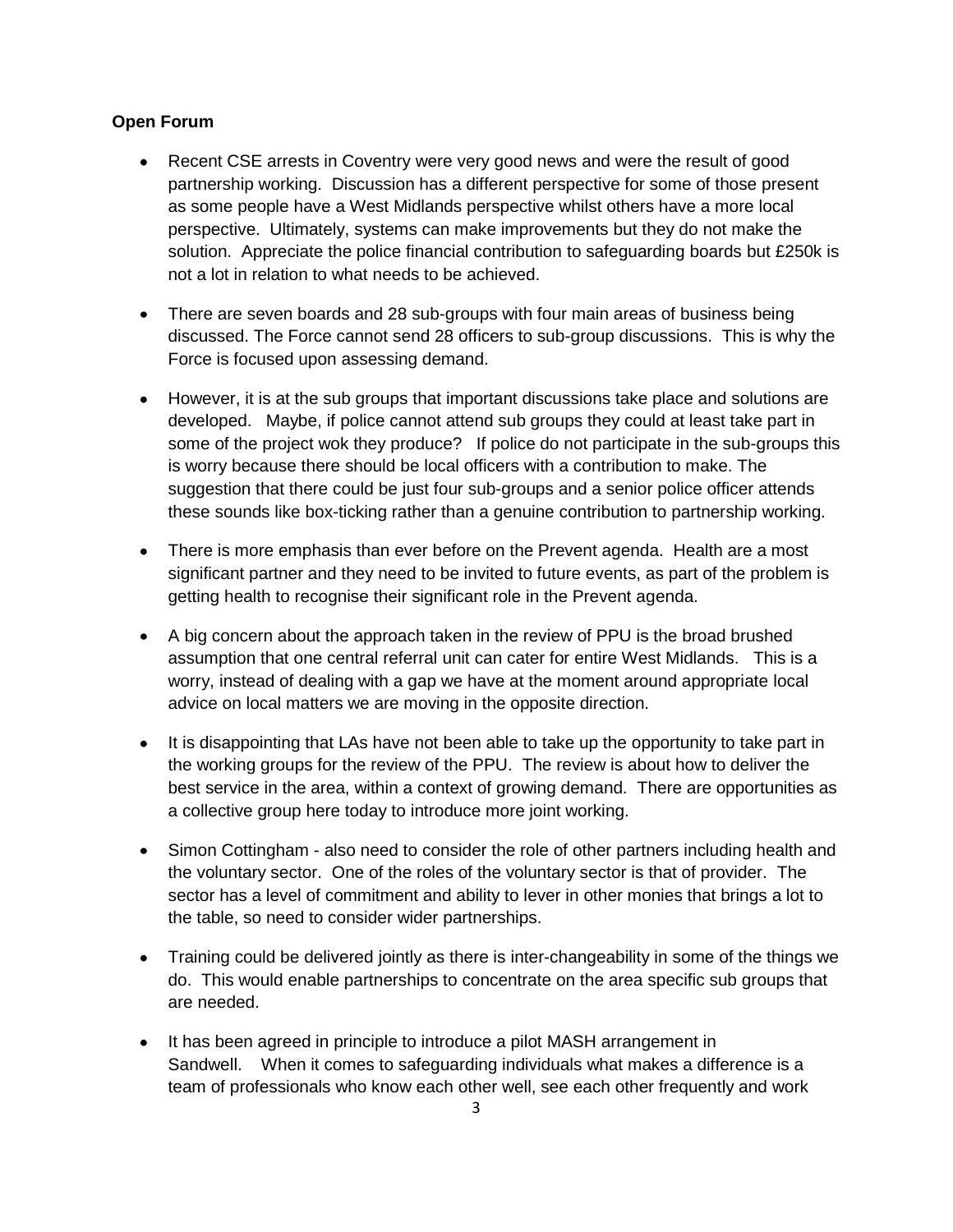**Open Forum**

- Recent CSE arrests in Coventry were very good news and were the result of good partnership working. Discussion has a different perspective for some of those present as some people have a West Midlands perspective whilst others have a more local perspective. Ultimately, systems can make improvements but they do not make the solution. Appreciate the police financial contribution to safeguarding boards but £250k is not a lot in relation to what needs to be achieved.

- There are seven boards and 28 sub-groups with four main areas of business being discussed. The Force cannot send 28 officers to sub-group discussions. This is why the Force is focused upon assessing demand.

- However, it is at the sub groups that important discussions take place and solutions are developed. Maybe, if police cannot attend sub groups they could at least take part in some of the project wok they produce? If police do not participate in the sub-groups this is worry because there should be local officers with a contribution to make. The suggestion that there could be just four sub-groups and a senior police officer attends these sounds like box-ticking rather than a genuine contribution to partnership working.

- There is more emphasis than ever before on the Prevent agenda. Health are a most significant partner and they need to be invited to future events, as part of the problem is getting health to recognise their significant role in the Prevent agenda.

- A big concern about the approach taken in the review of PPU is the broad brushed assumption that one central referral unit can cater for entire West Midlands. This is a worry, instead of dealing with a gap we have at the moment around appropriate local advice on local matters we are moving in the opposite direction.

- It is disappointing that LAs have not been able to take up the opportunity to take part in the working groups for the review of the PPU. The review is about how to deliver the best service in the area, within a context of growing demand. There are opportunities as a collective group here today to introduce more joint working.

- Simon Cottingham - also need to consider the role of other partners including health and the voluntary sector. One of the roles of the voluntary sector is that of provider. The sector has a level of commitment and ability to lever in other monies that brings a lot to the table, so need to consider wider partnerships.

- Training could be delivered jointly as there is inter-changeability in some of the things we do. This would enable partnerships to concentrate on the area specific sub groups that are needed.

- It has been agreed in principle to introduce a pilot MASH arrangement in Sandwell. When it comes to safeguarding individuals what makes a difference is a team of professionals who know each other well, see each other frequently and work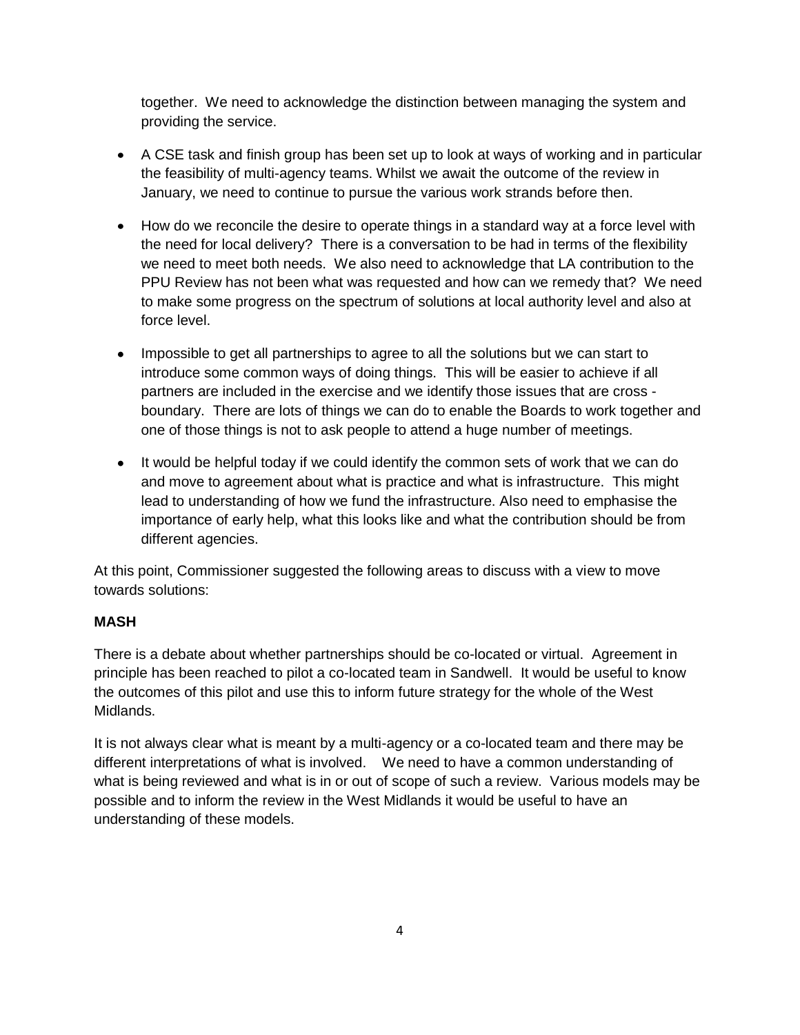together. We need to acknowledge the distinction between managing the system and providing the service.

- A CSE task and finish group has been set up to look at ways of working and in particular the feasibility of multi-agency teams. Whilst we await the outcome of the review in January, we need to continue to pursue the various work strands before then.
- How do we reconcile the desire to operate things in a standard way at a force level with the need for local delivery? There is a conversation to be had in terms of the flexibility we need to meet both needs. We also need to acknowledge that LA contribution to the PPU Review has not been what was requested and how can we remedy that? We need to make some progress on the spectrum of solutions at local authority level and also at force level.
- Impossible to get all partnerships to agree to all the solutions but we can start to introduce some common ways of doing things. This will be easier to achieve if all partners are included in the exercise and we identify those issues that are cross - boundary. There are lots of things we can do to enable the Boards to work together and one of those things is not to ask people to attend a huge number of meetings.
- It would be helpful today if we could identify the common sets of work that we can do and move to agreement about what is practice and what is infrastructure. This might lead to understanding of how we fund the infrastructure. Also need to emphasise the importance of early help, what this looks like and what the contribution should be from different agencies.

At this point, Commissioner suggested the following areas to discuss with a view to move towards solutions:

**MASH**

There is a debate about whether partnerships should be co-located or virtual. Agreement in principle has been reached to pilot a co-located team in Sandwell. It would be useful to know the outcomes of this pilot and use this to inform future strategy for the whole of the West Midlands.

It is not always clear what is meant by a multi-agency or a co-located team and there may be different interpretations of what is involved. We need to have a common understanding of what is being reviewed and what is in or out of scope of such a review. Various models may be possible and to inform the review in the West Midlands it would be useful to have an understanding of these models.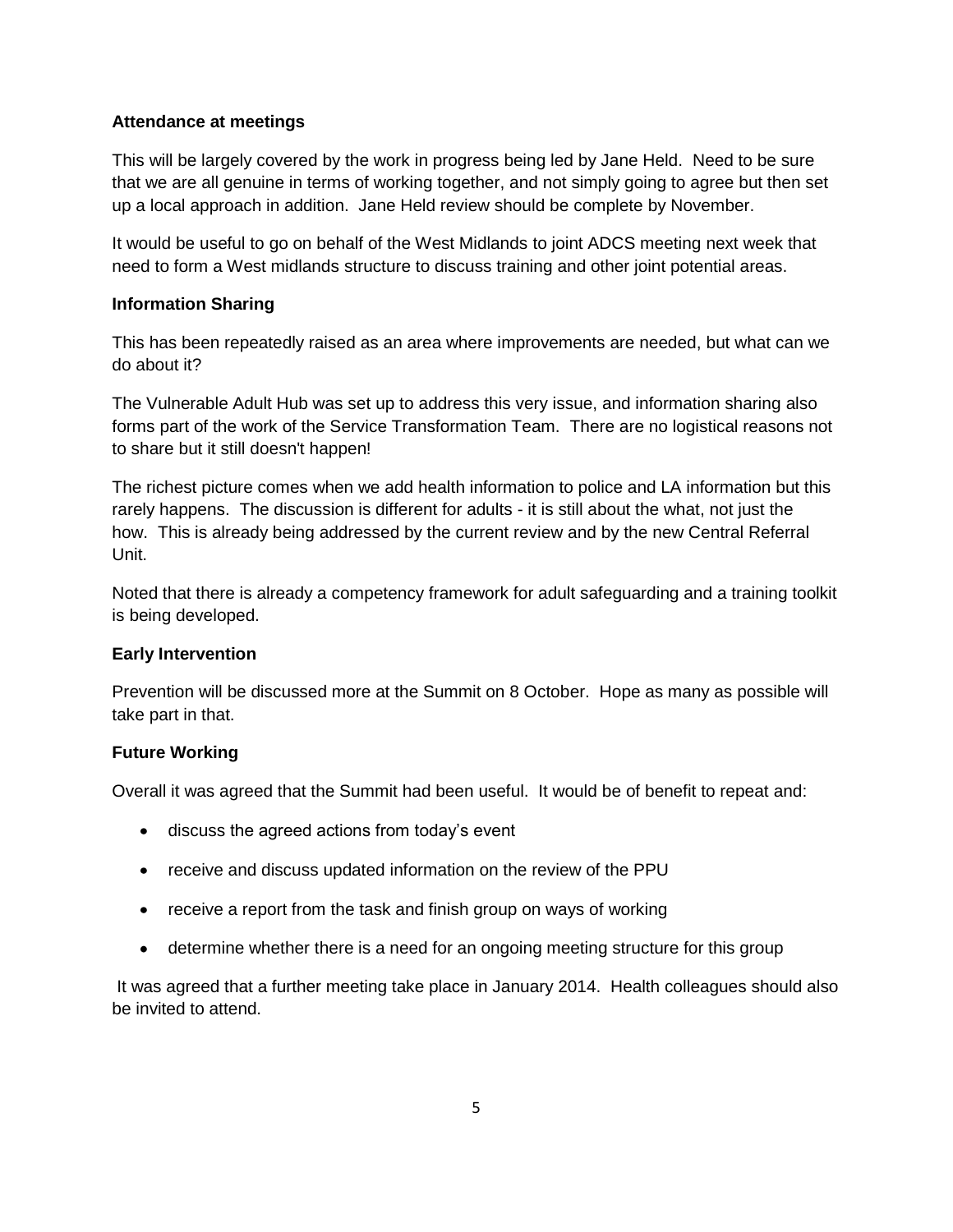**Attendance at meetings**

This will be largely covered by the work in progress being led by Jane Held. Need to be sure that we are all genuine in terms of working together, and not simply going to agree but then set up a local approach in addition. Jane Held review should be complete by November.

It would be useful to go on behalf of the West Midlands to joint ADCS meeting next week that need to form a West midlands structure to discuss training and other joint potential areas.

**Information Sharing**

This has been repeatedly raised as an area where improvements are needed, but what can we do about it?

The Vulnerable Adult Hub was set up to address this very issue, and information sharing also forms part of the work of the Service Transformation Team. There are no logistical reasons not to share but it still doesn't happen!

The richest picture comes when we add health information to police and LA information but this rarely happens. The discussion is different for adults - it is still about the what, not just the how. This is already being addressed by the current review and by the new Central Referral Unit.

Noted that there is already a competency framework for adult safeguarding and a training toolkit is being developed.

**Early Intervention**

Prevention will be discussed more at the Summit on 8 October. Hope as many as possible will take part in that.

**Future Working**

Overall it was agreed that the Summit had been useful. It would be of benefit to repeat and:

- discuss the agreed actions from today's event
- receive and discuss updated information on the review of the PPU
- receive a report from the task and finish group on ways of working
- determine whether there is a need for an ongoing meeting structure for this group

It was agreed that a further meeting take place in January 2014. Health colleagues should also be invited to attend.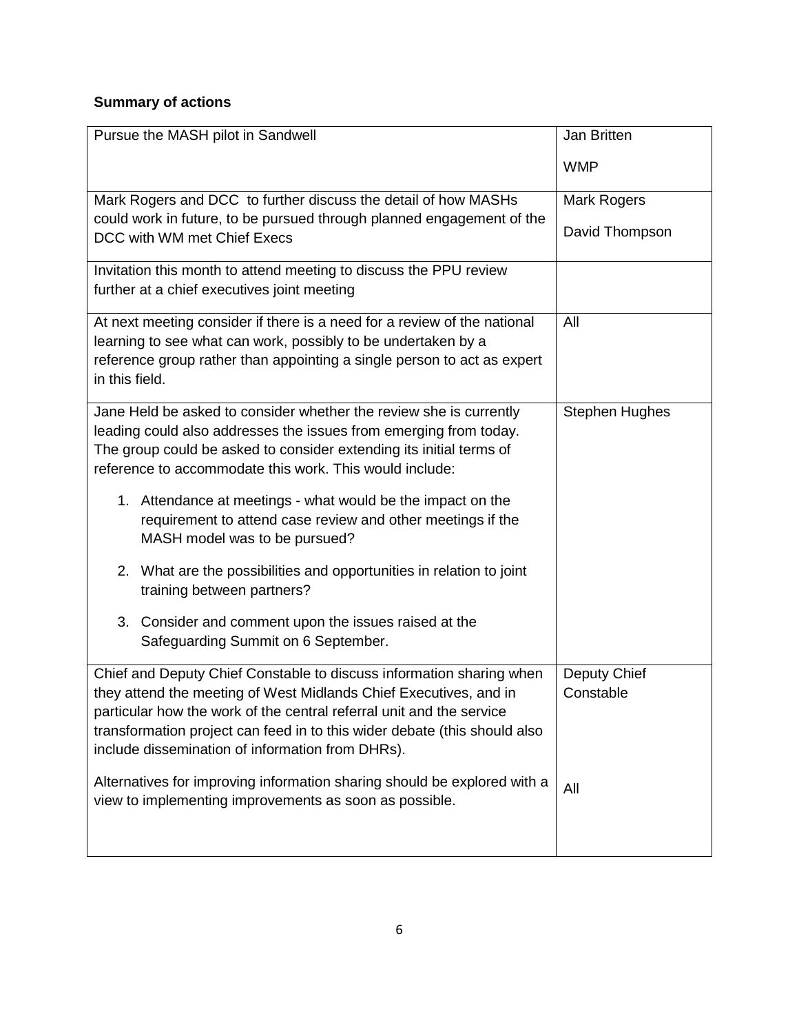**Summary of actions**

| Action | Owner |
|---|---|
| Pursue the MASH pilot in Sandwell | Jan Britten<br><br>WMP |
| Mark Rogers and DCC to further discuss the detail of how MASHs could work in future, to be pursued through planned engagement of the DCC with WM met Chief Execs | Mark Rogers<br><br>David Thompson |
| Invitation this month to attend meeting to discuss the PPU review further at a chief executives joint meeting | |
| At next meeting consider if there is a need for a review of the national learning to see what can work, possibly to be undertaken by a reference group rather than appointing a single person to act as expert in this field. | All |
| Jane Held be asked to consider whether the review she is currently leading could also addresses the issues from emerging from today. The group could be asked to consider extending its initial terms of reference to accommodate this work. This would include:<br><br>1. Attendance at meetings - what would be the impact on the requirement to attend case review and other meetings if the MASH model was to be pursued?<br><br>2. What are the possibilities and opportunities in relation to joint training between partners?<br><br>3. Consider and comment upon the issues raised at the Safeguarding Summit on 6 September. | Stephen Hughes |
| Chief and Deputy Chief Constable to discuss information sharing when they attend the meeting of West Midlands Chief Executives, and in particular how the work of the central referral unit and the service transformation project can feed in to this wider debate (this should also include dissemination of information from DHRs).<br><br>Alternatives for improving information sharing should be explored with a view to implementing improvements as soon as possible. | Deputy Chief Constable<br><br>All |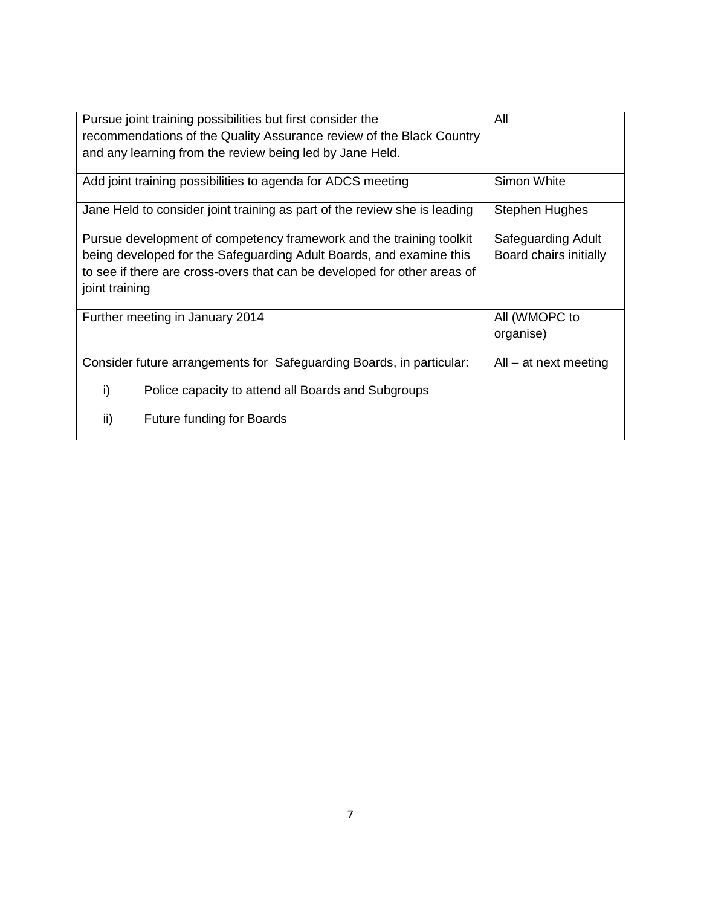| | |
|---|---|
| Pursue joint training possibilities but first consider the recommendations of the Quality Assurance review of the Black Country and any learning from the review being led by Jane Held. | All |
| Add joint training possibilities to agenda for ADCS meeting | Simon White |
| Jane Held to consider joint training as part of the review she is leading | Stephen Hughes |
| Pursue development of competency framework and the training toolkit being developed for the Safeguarding Adult Boards, and examine this to see if there are cross-overs that can be developed for other areas of joint training | Safeguarding Adult Board chairs initially |
| Further meeting in January 2014 | All (WMOPC to organise) |
| Consider future arrangements for Safeguarding Boards, in particular:<br>i) Police capacity to attend all Boards and Subgroups<br>ii) Future funding for Boards | All – at next meeting |